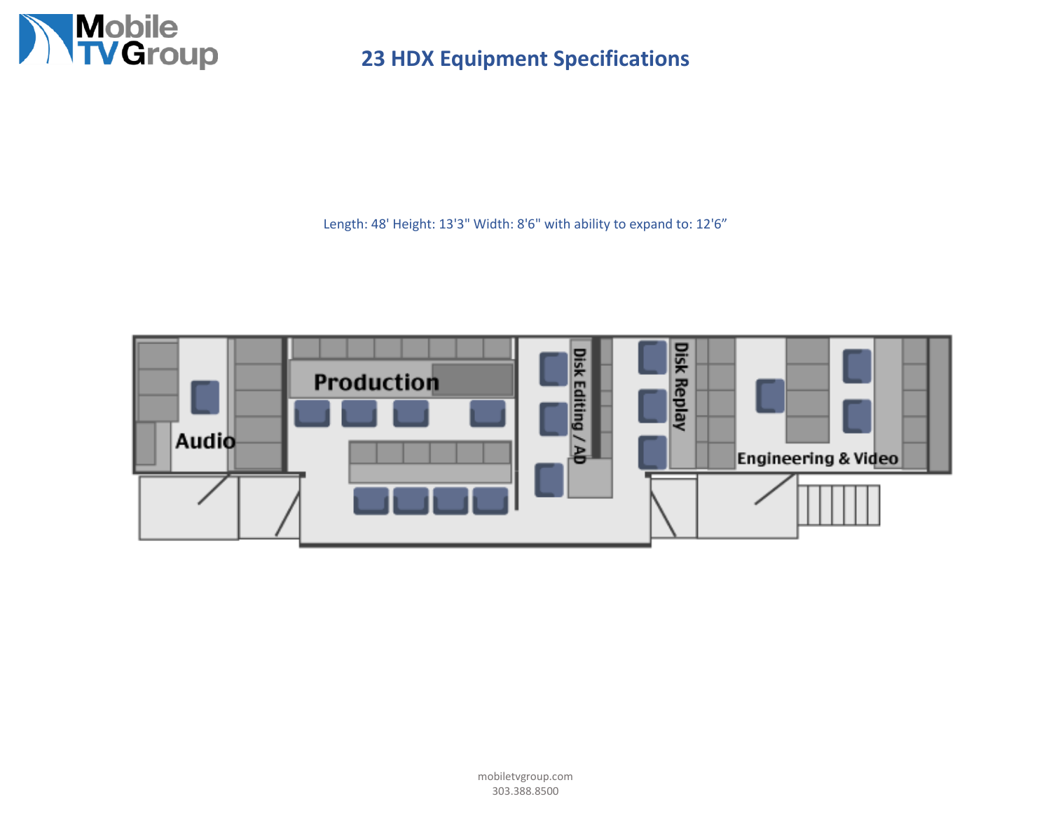# 23 HDX Equipment Specifications

Length: 48' Height: 13'3" Width: 8'6" with ability to expand to: 12'6”

Audio

Production

Disk Editing / AD

Disk Replay

Engineering & Video

mobiletvgroup.com
303.388.8500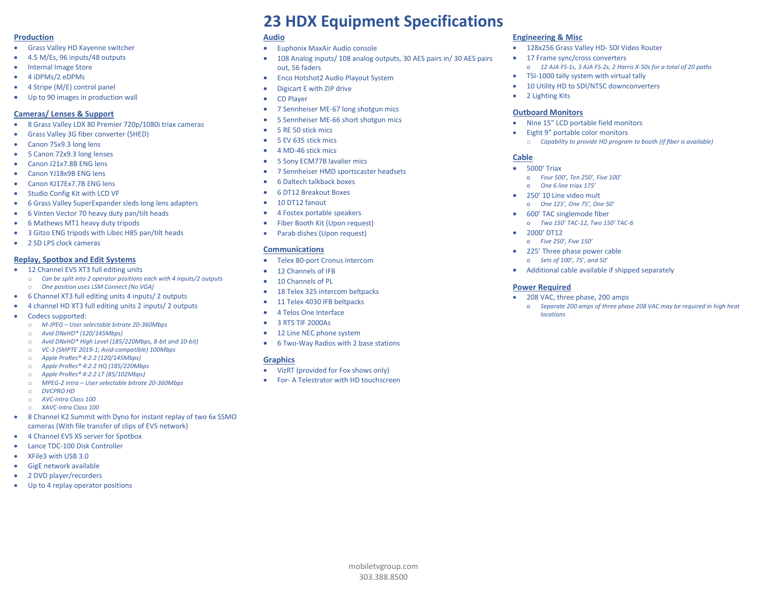# 23 HDX Equipment Specifications

## Production

- Grass Valley HD Kayenne switcher
- 4.5 M/Es, 96 inputs/48 outputs
- Internal Image Store
- 4 iDPMs/2 eDPMs
- 4 Stripe (M/E) control panel
- Up to 90 images in production wall

## Cameras/ Lenses & Support

- 8 Grass Valley LDX 80 Premier 720p/1080i triax cameras
- Grass Valley 3G fiber converter (SHED)
- Canon 75x9.3 long lens
- 5 Canon 72x9.3 long lenses
- Canon J21x7.8B ENG lens
- Canon YJ18x9B ENG lens
- Canon KJ17Ex7.7B ENG lens
- Studio Config Kit with LCD VF
- 6 Grass Valley SuperExpander sleds long lens adapters
- 6 Vinten Vector 70 heavy duty pan/tilt heads
- 6 Mathews MT1 heavy duty tripods
- 3 Gitzo ENG tripods with Libec H85 pan/tilt heads
- 2 SD LPS clock cameras

## Replay, Spotbox and Edit Systems

- 12 Channel EVS XT3 full editing units
  - *Can be split into 2 operator positions each with 4 inputs/2 outputs*
  - *One position uses LSM Connect (No VGA)*
- 6 Channel XT3 full editing units 4 inputs/ 2 outputs
- 4 channel HD XT3 full editing units 2 inputs/ 2 outputs
- Codecs supported:
  - *M-JPEG – User selectable bitrate 20-360Mbps*
  - *Avid DNxHD® (120/145Mbps)*
  - *Avid DNxHD® High Level (185/220Mbps, 8-bit and 10-bit)*
  - *VC-3 (SMPTE 2019-1; Avid-compatible) 100Mbps*
  - *Apple ProRes® 4:2:2 (120/145Mbps)*
  - *Apple ProRes® 4:2:2 HQ (185/220Mbps*
  - *Apple ProRes® 4:2:2 LT (85/102Mbps)*
  - *MPEG-2 intra – User selectable bitrate 20-360Mbps*
  - *DVCPRO HD*
  - *AVC-Intra Class 100*
  - *XAVC-Intra Class 100*
- 8 Channel K2 Summit with Dyno for instant replay of two 6x SSMO cameras (With file transfer of clips of EVS network)
- 4 Channel EVS XS server for Spotbox
- Lance TDC-100 Disk Controller
- XFile3 with USB 3.0
- GigE network available
- 2 DVD player/recorders
- Up to 4 replay operator positions

## Audio

- Euphonix MaxAir Audio console
- 108 Analog inputs/ 108 analog outputs, 30 AES pairs in/ 30 AES pairs out, 56 faders
- Enco Hotshot2 Audio Playout System
- Digicart E with ZIP drive
- CD Player
- 7 Sennheiser ME-67 long shotgun mics
- 5 Sennheiser ME-66 short shotgun mics
- 5 RE 50 stick mics
- 5 EV 635 stick mics
- 4 MD-46 stick mics
- 5 Sony ECM77B lavalier mics
- 7 Sennheiser HMD sportscaster headsets
- 6 Daltech talkback boxes
- 6 DT12 Breakout Boxes
- 10 DT12 fanout
- 4 Fostex portable speakers
- Fiber Booth Kit (Upon request)
- Parab dishes (Upon request)

## Communications

- Telex 80-port Cronus intercom
- 12 Channels of IFB
- 10 Channels of PL
- 18 Telex 325 intercom beltpacks
- 11 Telex 4030 IFB beltpacks
- 4 Telos One Interface
- 3 RTS TIF 2000As
- 12 Line NEC phone system
- 6 Two-Way Radios with 2 base stations

## Graphics

- VizRT (provided for Fox shows only)
- For- A Telestrator with HD touchscreen

## Engineering & Misc

- 128x256 Grass Valley HD- SDI Video Router
- 17 Frame sync/cross converters
  - *12 AJA FS-1s, 3 AJA FS-2s, 2 Harris X-50s for a total of 20 paths*
- TSI-1000 tally system with virtual tally
- 10 Utility HD to SDI/NTSC downconverters
- 2 Lighting Kits

## Outboard Monitors

- Nine 15" LCD portable field monitors
- Eight 9" portable color monitors
  - *Capability to provide HD program to booth (If fiber is available)*

## Cable

- 5000' Triax
  - *Four 500', Ten 250', Five 100'*
  - *One 6 line triax 175'*
- 250' 10 Line video mult
  - *One 125', One 75', One 50'*
- 600' TAC singlemode fiber
  - *Two 150' TAC-12, Two 150' TAC-6*
- 2000' DT12
  - *Five 250', Five 150'*
- 225' Three phase power cable
  - *Sets of 100', 75', and 50'*
- Additional cable available if shipped separately

## Power Required

- 208 VAC, three phase, 200 amps
  - *Separate 200 amps of three phase 208 VAC may be required in high heat locations*

mobiletvgroup.com
303.388.8500